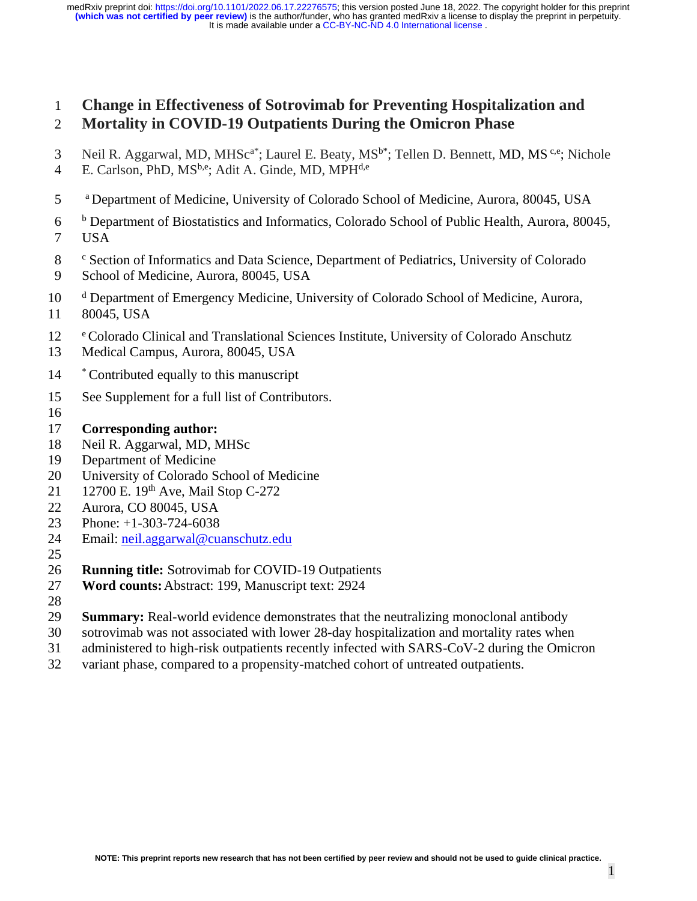# Change in Effectiveness of Sotrovimab for Preventing Hospitalization and Mortality in COVID-19 Outpatients During the Omicron Phase

Neil R. Aggarwal, MD, MHSc[a*]; Laurel E. Beaty, MS[b*]; Tellen D. Bennett, MD, MS[c,e]; Nichole E. Carlson, PhD, MS[b,e]; Adit A. Ginde, MD, MPH[d,e]

[a] Department of Medicine, University of Colorado School of Medicine, Aurora, 80045, USA

[b] Department of Biostatistics and Informatics, Colorado School of Public Health, Aurora, 80045, USA

[c] Section of Informatics and Data Science, Department of Pediatrics, University of Colorado School of Medicine, Aurora, 80045, USA

[d] Department of Emergency Medicine, University of Colorado School of Medicine, Aurora, 80045, USA

[e] Colorado Clinical and Translational Sciences Institute, University of Colorado Anschutz Medical Campus, Aurora, 80045, USA

[*] Contributed equally to this manuscript

See Supplement for a full list of Contributors.

**Corresponding author:**
Neil R. Aggarwal, MD, MHSc
Department of Medicine
University of Colorado School of Medicine
12700 E. 19th Ave, Mail Stop C-272
Aurora, CO 80045, USA
Phone: +1-303-724-6038
Email: neil.aggarwal@cuanschutz.edu

**Running title:** Sotrovimab for COVID-19 Outpatients
**Word counts:** Abstract: 199, Manuscript text: 2924

**Summary:** Real-world evidence demonstrates that the neutralizing monoclonal antibody sotrovimab was not associated with lower 28-day hospitalization and mortality rates when administered to high-risk outpatients recently infected with SARS-CoV-2 during the Omicron variant phase, compared to a propensity-matched cohort of untreated outpatients.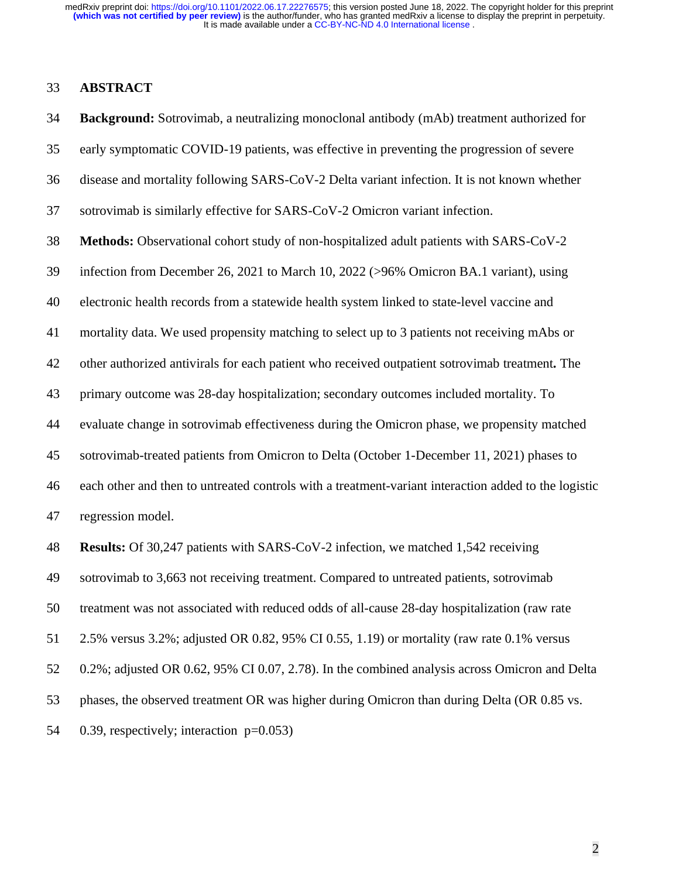## ABSTRACT

**Background:** Sotrovimab, a neutralizing monoclonal antibody (mAb) treatment authorized for early symptomatic COVID-19 patients, was effective in preventing the progression of severe disease and mortality following SARS-CoV-2 Delta variant infection. It is not known whether sotrovimab is similarly effective for SARS-CoV-2 Omicron variant infection.

**Methods:** Observational cohort study of non-hospitalized adult patients with SARS-CoV-2 infection from December 26, 2021 to March 10, 2022 (>96% Omicron BA.1 variant), using electronic health records from a statewide health system linked to state-level vaccine and mortality data. We used propensity matching to select up to 3 patients not receiving mAbs or other authorized antivirals for each patient who received outpatient sotrovimab treatment**.** The primary outcome was 28-day hospitalization; secondary outcomes included mortality. To evaluate change in sotrovimab effectiveness during the Omicron phase, we propensity matched sotrovimab-treated patients from Omicron to Delta (October 1-December 11, 2021) phases to each other and then to untreated controls with a treatment-variant interaction added to the logistic regression model.

**Results:** Of 30,247 patients with SARS-CoV-2 infection, we matched 1,542 receiving sotrovimab to 3,663 not receiving treatment. Compared to untreated patients, sotrovimab treatment was not associated with reduced odds of all-cause 28-day hospitalization (raw rate 2.5% versus 3.2%; adjusted OR 0.82, 95% CI 0.55, 1.19) or mortality (raw rate 0.1% versus 0.2%; adjusted OR 0.62, 95% CI 0.07, 2.78). In the combined analysis across Omicron and Delta phases, the observed treatment OR was higher during Omicron than during Delta (OR 0.85 vs. 0.39, respectively; interaction $p=0.053$)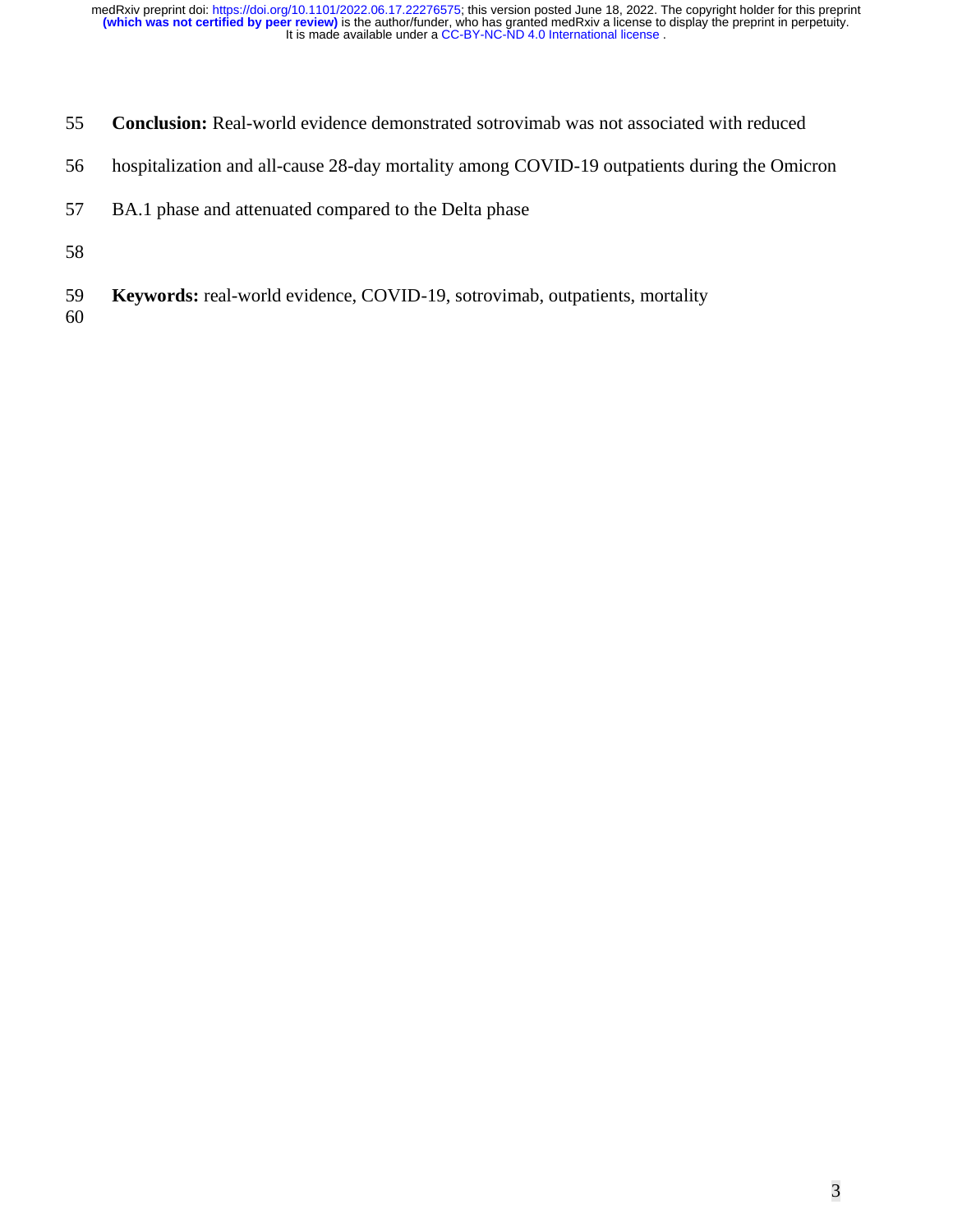**Conclusion:** Real-world evidence demonstrated sotrovimab was not associated with reduced hospitalization and all-cause 28-day mortality among COVID-19 outpatients during the Omicron BA.1 phase and attenuated compared to the Delta phase

**Keywords:** real-world evidence, COVID-19, sotrovimab, outpatients, mortality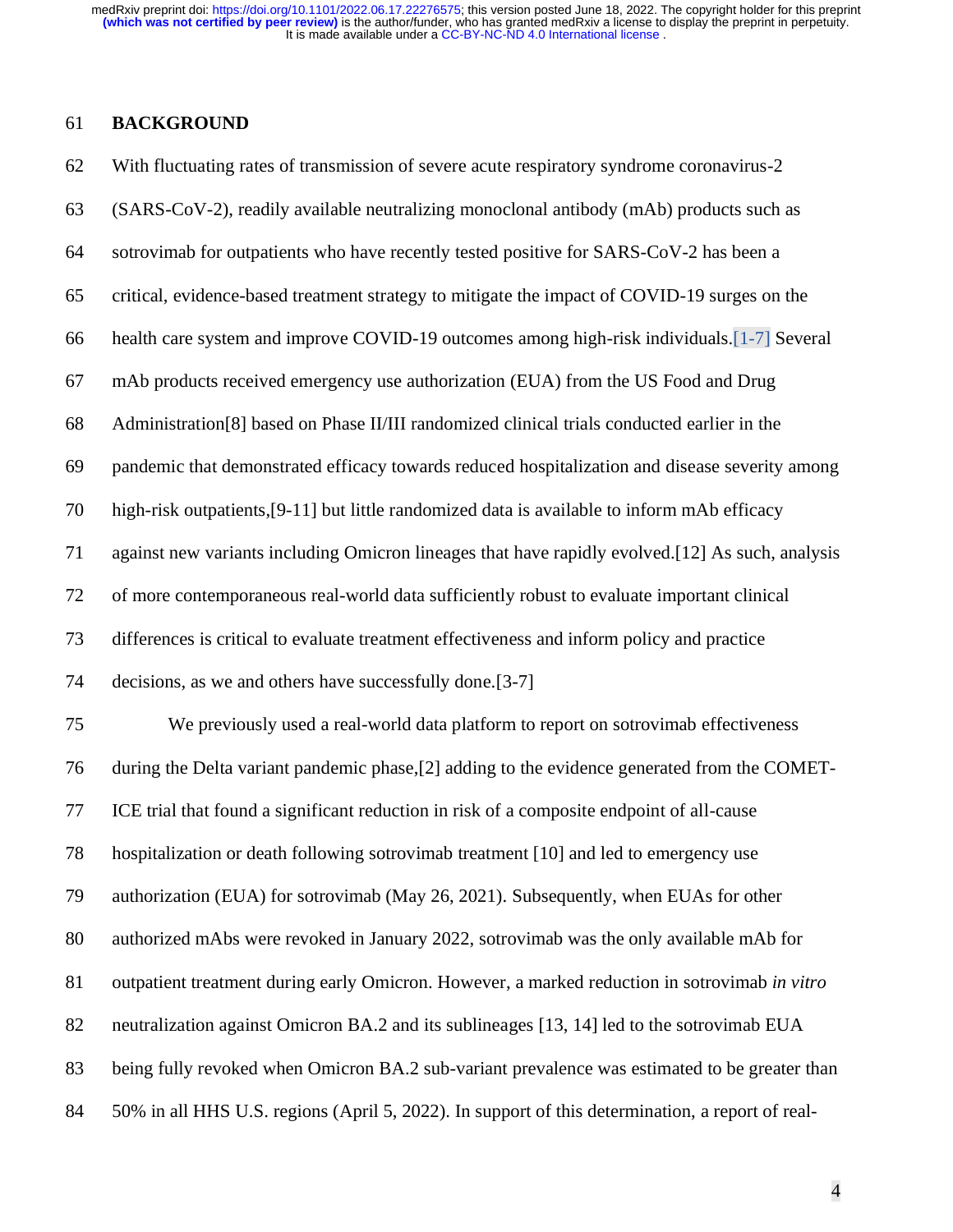## BACKGROUND

With fluctuating rates of transmission of severe acute respiratory syndrome coronavirus-2 (SARS-CoV-2), readily available neutralizing monoclonal antibody (mAb) products such as sotrovimab for outpatients who have recently tested positive for SARS-CoV-2 has been a critical, evidence-based treatment strategy to mitigate the impact of COVID-19 surges on the health care system and improve COVID-19 outcomes among high-risk individuals.[1-7] Several mAb products received emergency use authorization (EUA) from the US Food and Drug Administration[8] based on Phase II/III randomized clinical trials conducted earlier in the pandemic that demonstrated efficacy towards reduced hospitalization and disease severity among high-risk outpatients,[9-11] but little randomized data is available to inform mAb efficacy against new variants including Omicron lineages that have rapidly evolved.[12] As such, analysis of more contemporaneous real-world data sufficiently robust to evaluate important clinical differences is critical to evaluate treatment effectiveness and inform policy and practice decisions, as we and others have successfully done.[3-7]

We previously used a real-world data platform to report on sotrovimab effectiveness during the Delta variant pandemic phase,[2] adding to the evidence generated from the COMET-ICE trial that found a significant reduction in risk of a composite endpoint of all-cause hospitalization or death following sotrovimab treatment [10] and led to emergency use authorization (EUA) for sotrovimab (May 26, 2021). Subsequently, when EUAs for other authorized mAbs were revoked in January 2022, sotrovimab was the only available mAb for outpatient treatment during early Omicron. However, a marked reduction in sotrovimab *in vitro* neutralization against Omicron BA.2 and its sublineages [13, 14] led to the sotrovimab EUA being fully revoked when Omicron BA.2 sub-variant prevalence was estimated to be greater than 50% in all HHS U.S. regions (April 5, 2022). In support of this determination, a report of real-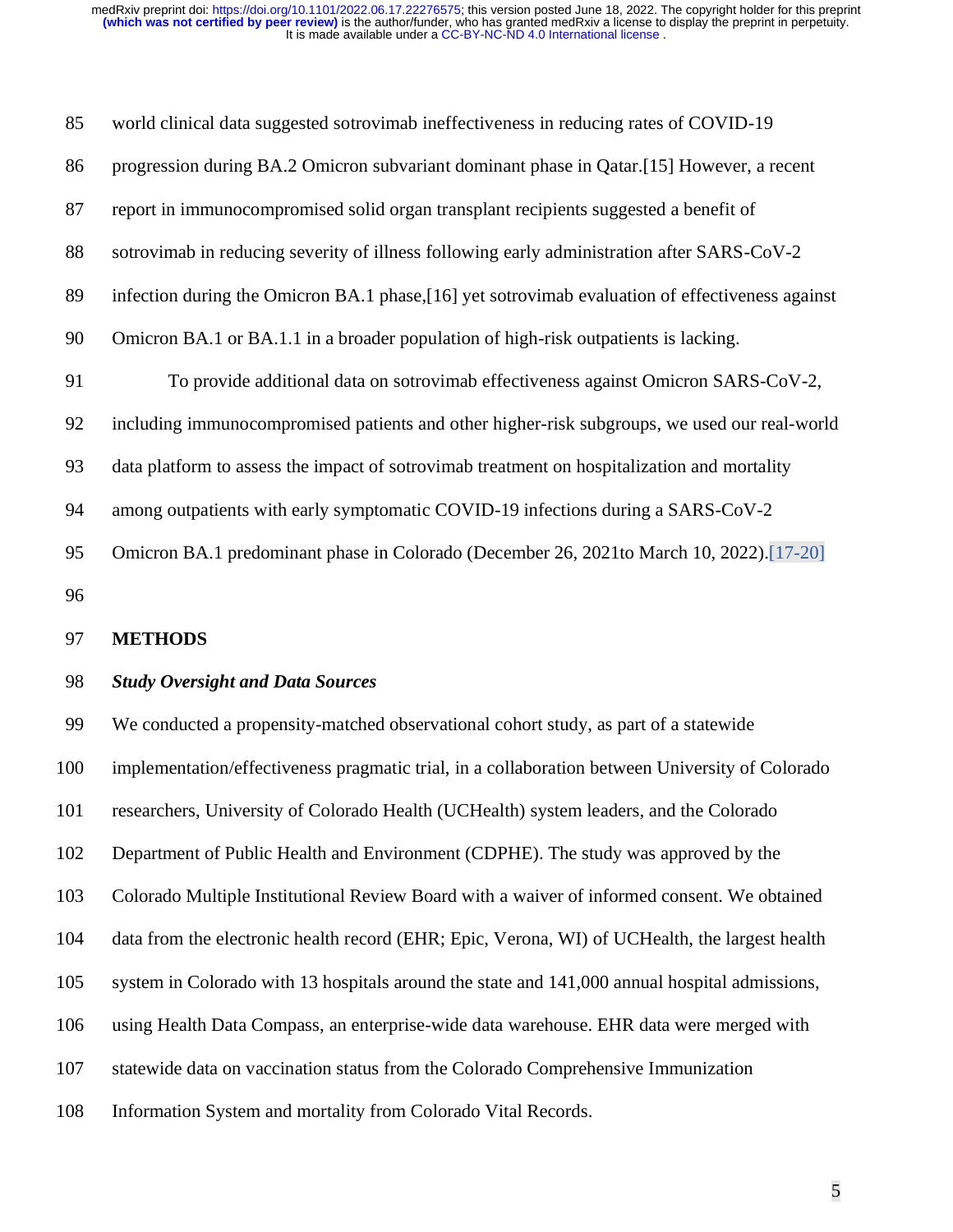world clinical data suggested sotrovimab ineffectiveness in reducing rates of COVID-19 progression during BA.2 Omicron subvariant dominant phase in Qatar.[15] However, a recent report in immunocompromised solid organ transplant recipients suggested a benefit of sotrovimab in reducing severity of illness following early administration after SARS-CoV-2 infection during the Omicron BA.1 phase,[16] yet sotrovimab evaluation of effectiveness against Omicron BA.1 or BA.1.1 in a broader population of high-risk outpatients is lacking.

To provide additional data on sotrovimab effectiveness against Omicron SARS-CoV-2, including immunocompromised patients and other higher-risk subgroups, we used our real-world data platform to assess the impact of sotrovimab treatment on hospitalization and mortality among outpatients with early symptomatic COVID-19 infections during a SARS-CoV-2 Omicron BA.1 predominant phase in Colorado (December 26, 2021to March 10, 2022).[17-20]

## METHODS

### *Study Oversight and Data Sources*

We conducted a propensity-matched observational cohort study, as part of a statewide implementation/effectiveness pragmatic trial, in a collaboration between University of Colorado researchers, University of Colorado Health (UCHealth) system leaders, and the Colorado Department of Public Health and Environment (CDPHE). The study was approved by the Colorado Multiple Institutional Review Board with a waiver of informed consent. We obtained data from the electronic health record (EHR; Epic, Verona, WI) of UCHealth, the largest health system in Colorado with 13 hospitals around the state and 141,000 annual hospital admissions, using Health Data Compass, an enterprise-wide data warehouse. EHR data were merged with statewide data on vaccination status from the Colorado Comprehensive Immunization Information System and mortality from Colorado Vital Records.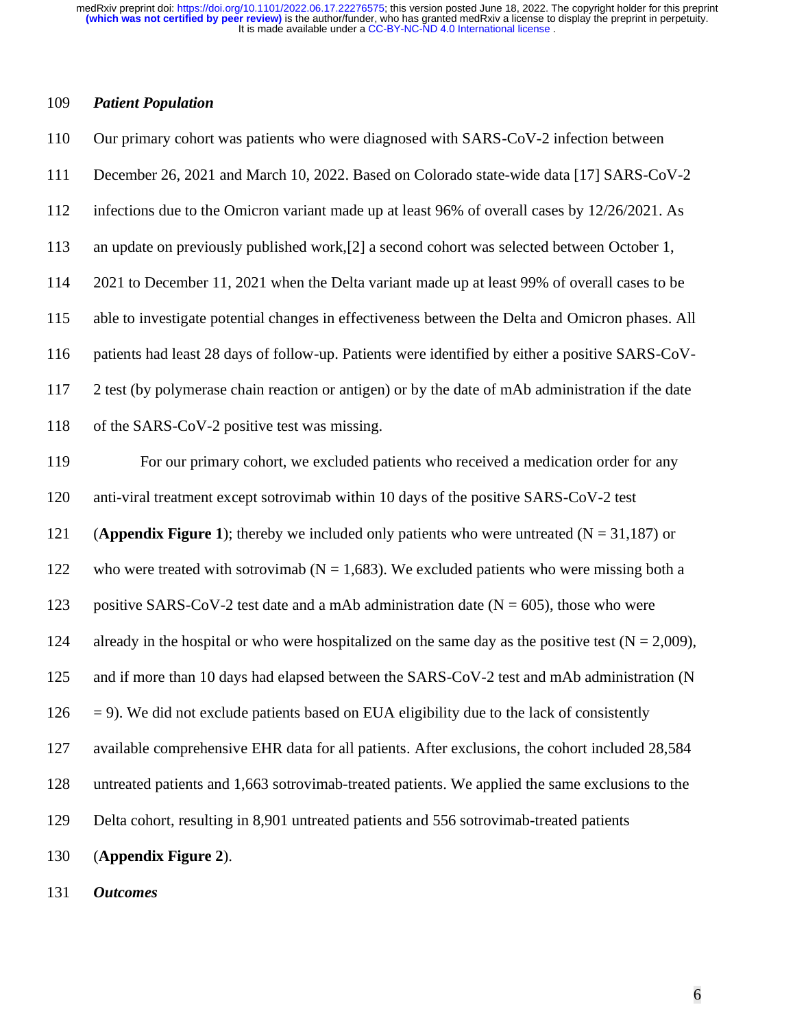***Patient Population***

Our primary cohort was patients who were diagnosed with SARS-CoV-2 infection between December 26, 2021 and March 10, 2022. Based on Colorado state-wide data [17] SARS-CoV-2 infections due to the Omicron variant made up at least 96% of overall cases by 12/26/2021. As an update on previously published work,[2] a second cohort was selected between October 1, 2021 to December 11, 2021 when the Delta variant made up at least 99% of overall cases to be able to investigate potential changes in effectiveness between the Delta and Omicron phases. All patients had least 28 days of follow-up. Patients were identified by either a positive SARS-CoV-2 test (by polymerase chain reaction or antigen) or by the date of mAb administration if the date of the SARS-CoV-2 positive test was missing.

For our primary cohort, we excluded patients who received a medication order for any anti-viral treatment except sotrovimab within 10 days of the positive SARS-CoV-2 test (**Appendix Figure 1**); thereby we included only patients who were untreated (N = 31,187) or who were treated with sotrovimab (N = 1,683). We excluded patients who were missing both a positive SARS-CoV-2 test date and a mAb administration date (N = 605), those who were already in the hospital or who were hospitalized on the same day as the positive test (N = 2,009), and if more than 10 days had elapsed between the SARS-CoV-2 test and mAb administration (N = 9). We did not exclude patients based on EUA eligibility due to the lack of consistently available comprehensive EHR data for all patients. After exclusions, the cohort included 28,584 untreated patients and 1,663 sotrovimab-treated patients. We applied the same exclusions to the Delta cohort, resulting in 8,901 untreated patients and 556 sotrovimab-treated patients (**Appendix Figure 2**).

***Outcomes***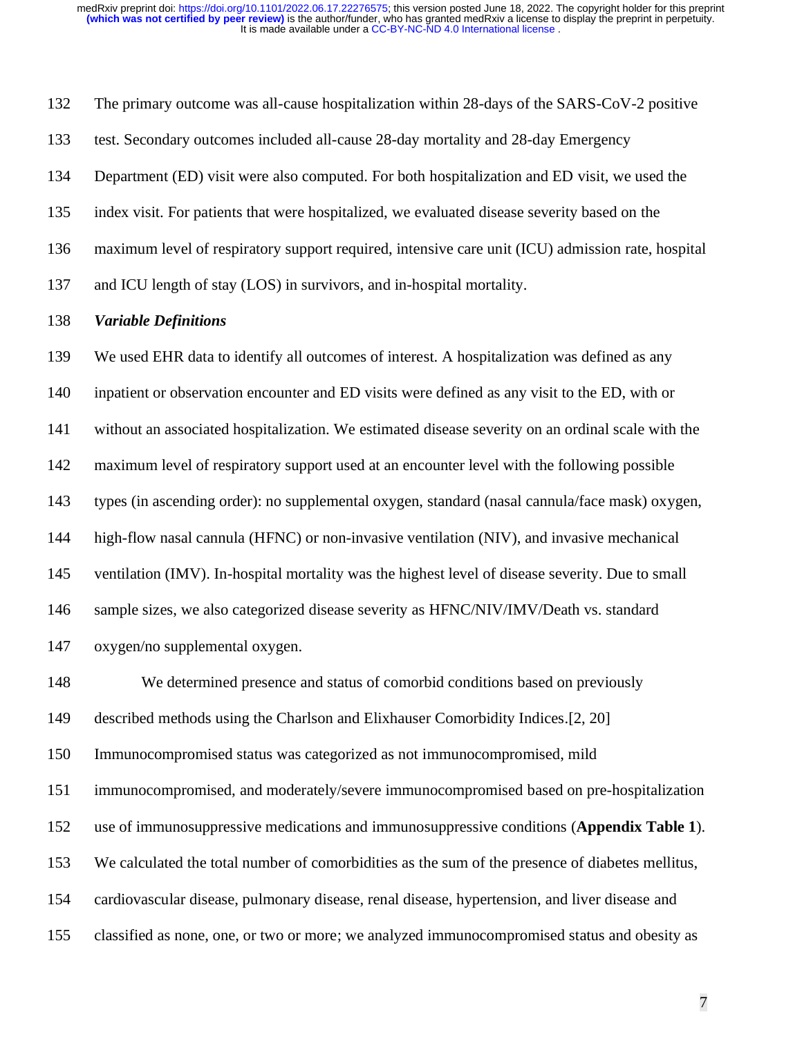The primary outcome was all-cause hospitalization within 28-days of the SARS-CoV-2 positive test. Secondary outcomes included all-cause 28-day mortality and 28-day Emergency Department (ED) visit were also computed. For both hospitalization and ED visit, we used the index visit. For patients that were hospitalized, we evaluated disease severity based on the maximum level of respiratory support required, intensive care unit (ICU) admission rate, hospital and ICU length of stay (LOS) in survivors, and in-hospital mortality.

***Variable Definitions***

We used EHR data to identify all outcomes of interest. A hospitalization was defined as any inpatient or observation encounter and ED visits were defined as any visit to the ED, with or without an associated hospitalization. We estimated disease severity on an ordinal scale with the maximum level of respiratory support used at an encounter level with the following possible types (in ascending order): no supplemental oxygen, standard (nasal cannula/face mask) oxygen, high-flow nasal cannula (HFNC) or non-invasive ventilation (NIV), and invasive mechanical ventilation (IMV). In-hospital mortality was the highest level of disease severity. Due to small sample sizes, we also categorized disease severity as HFNC/NIV/IMV/Death vs. standard oxygen/no supplemental oxygen.

We determined presence and status of comorbid conditions based on previously described methods using the Charlson and Elixhauser Comorbidity Indices.[2, 20] Immunocompromised status was categorized as not immunocompromised, mild immunocompromised, and moderately/severe immunocompromised based on pre-hospitalization use of immunosuppressive medications and immunosuppressive conditions (**Appendix Table 1**). We calculated the total number of comorbidities as the sum of the presence of diabetes mellitus, cardiovascular disease, pulmonary disease, renal disease, hypertension, and liver disease and classified as none, one, or two or more; we analyzed immunocompromised status and obesity as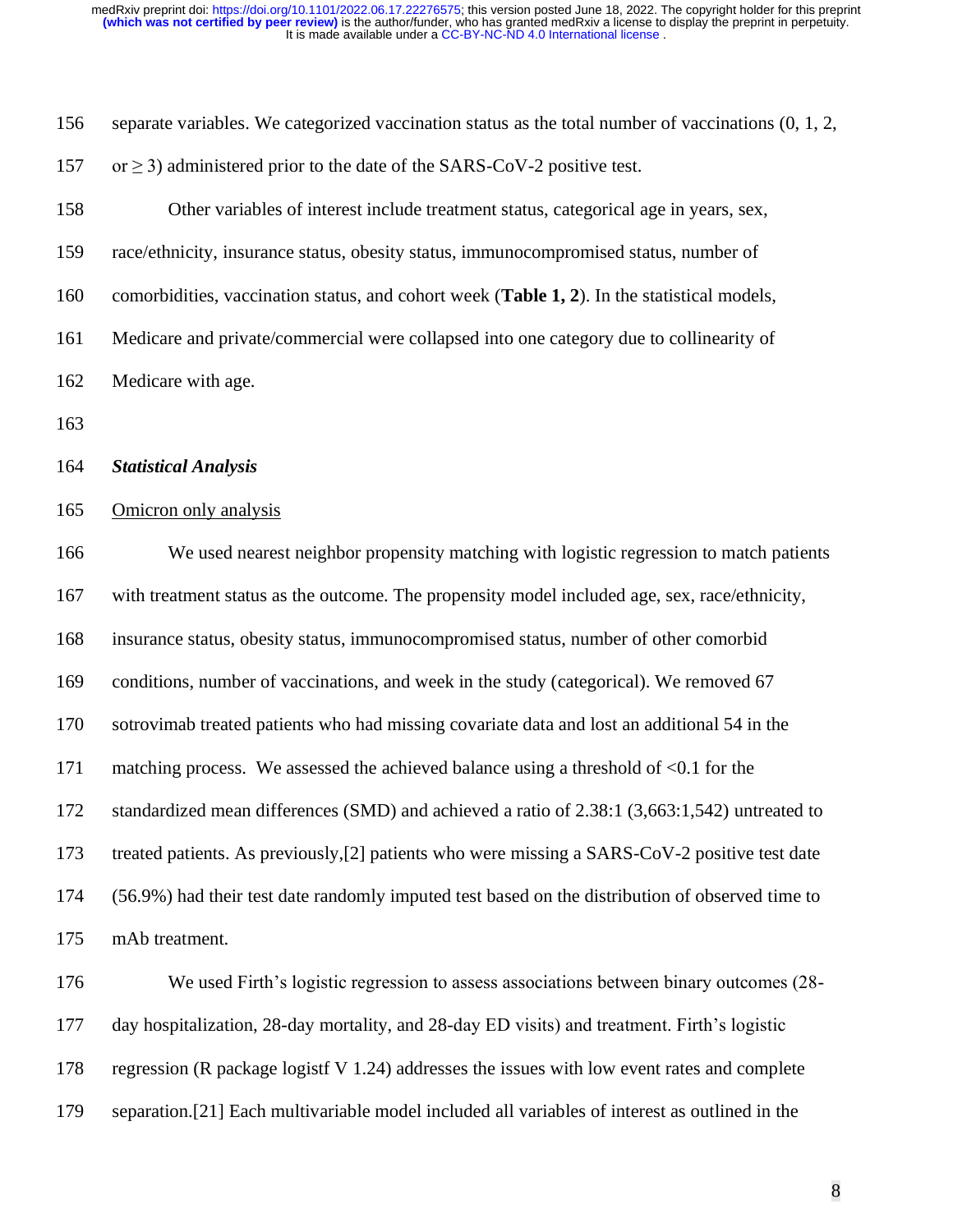separate variables. We categorized vaccination status as the total number of vaccinations (0, 1, 2, or $\geq 3$) administered prior to the date of the SARS-CoV-2 positive test.

Other variables of interest include treatment status, categorical age in years, sex, race/ethnicity, insurance status, obesity status, immunocompromised status, number of comorbidities, vaccination status, and cohort week (**Table 1, 2**). In the statistical models, Medicare and private/commercial were collapsed into one category due to collinearity of Medicare with age.

### ***Statistical Analysis***

Omicron only analysis

We used nearest neighbor propensity matching with logistic regression to match patients with treatment status as the outcome. The propensity model included age, sex, race/ethnicity, insurance status, obesity status, immunocompromised status, number of other comorbid conditions, number of vaccinations, and week in the study (categorical). We removed 67 sotrovimab treated patients who had missing covariate data and lost an additional 54 in the matching process. We assessed the achieved balance using a threshold of <0.1 for the standardized mean differences (SMD) and achieved a ratio of 2.38:1 (3,663:1,542) untreated to treated patients. As previously,[2] patients who were missing a SARS-CoV-2 positive test date (56.9%) had their test date randomly imputed test based on the distribution of observed time to mAb treatment.

We used Firth's logistic regression to assess associations between binary outcomes (28-day hospitalization, 28-day mortality, and 28-day ED visits) and treatment. Firth's logistic regression (R package logistf V 1.24) addresses the issues with low event rates and complete separation.[21] Each multivariable model included all variables of interest as outlined in the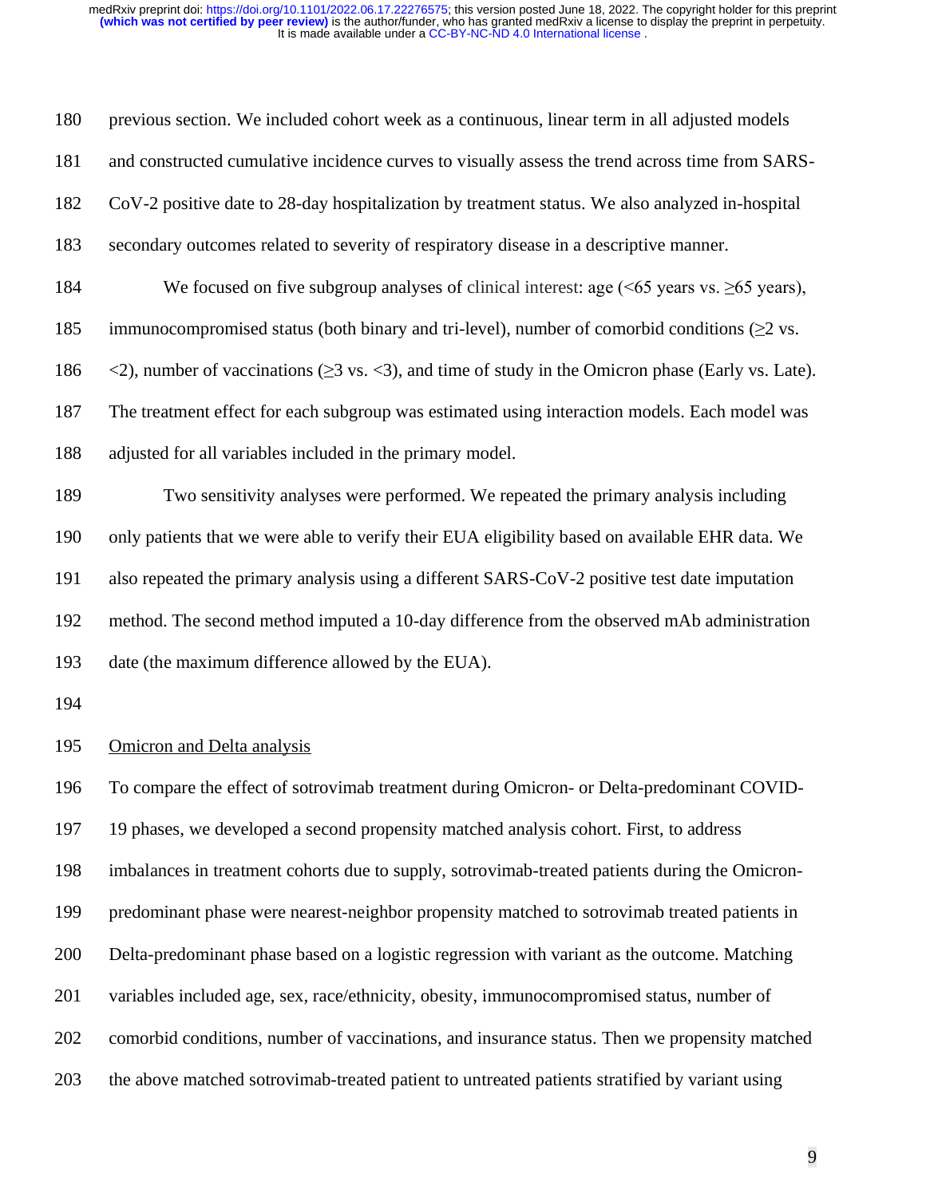previous section. We included cohort week as a continuous, linear term in all adjusted models and constructed cumulative incidence curves to visually assess the trend across time from SARS-CoV-2 positive date to 28-day hospitalization by treatment status. We also analyzed in-hospital secondary outcomes related to severity of respiratory disease in a descriptive manner.

We focused on five subgroup analyses of clinical interest: age (<65 years vs. ≥65 years), immunocompromised status (both binary and tri-level), number of comorbid conditions (≥2 vs. <2), number of vaccinations (≥3 vs. <3), and time of study in the Omicron phase (Early vs. Late). The treatment effect for each subgroup was estimated using interaction models. Each model was adjusted for all variables included in the primary model.

Two sensitivity analyses were performed. We repeated the primary analysis including only patients that we were able to verify their EUA eligibility based on available EHR data. We also repeated the primary analysis using a different SARS-CoV-2 positive test date imputation method. The second method imputed a 10-day difference from the observed mAb administration date (the maximum difference allowed by the EUA).

<u>Omicron and Delta analysis</u>

To compare the effect of sotrovimab treatment during Omicron- or Delta-predominant COVID-19 phases, we developed a second propensity matched analysis cohort. First, to address imbalances in treatment cohorts due to supply, sotrovimab-treated patients during the Omicron-predominant phase were nearest-neighbor propensity matched to sotrovimab treated patients in Delta-predominant phase based on a logistic regression with variant as the outcome. Matching variables included age, sex, race/ethnicity, obesity, immunocompromised status, number of comorbid conditions, number of vaccinations, and insurance status. Then we propensity matched the above matched sotrovimab-treated patient to untreated patients stratified by variant using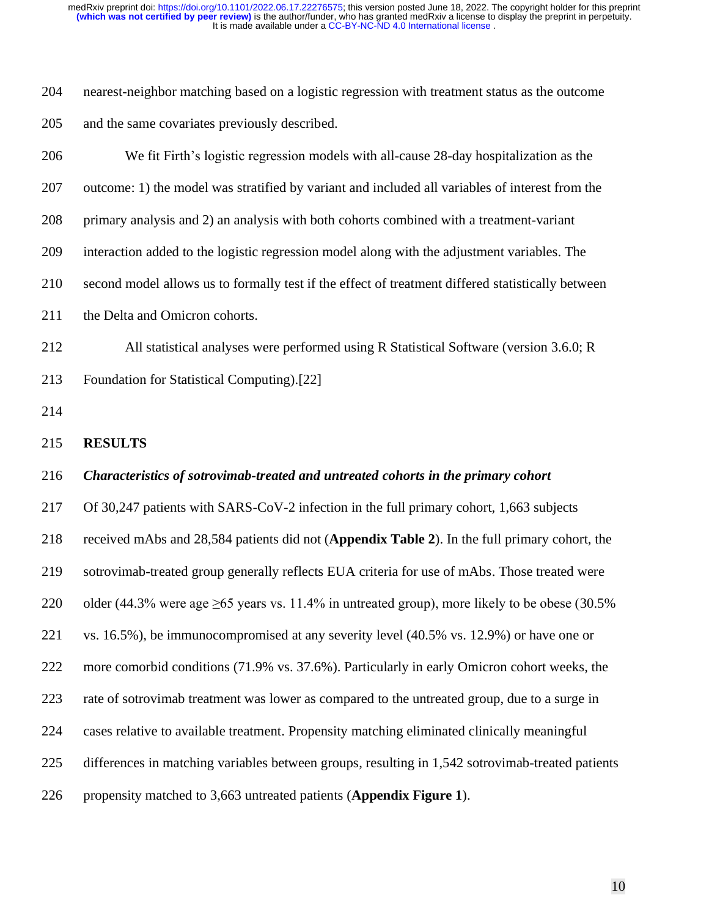nearest-neighbor matching based on a logistic regression with treatment status as the outcome and the same covariates previously described.

We fit Firth's logistic regression models with all-cause 28-day hospitalization as the outcome: 1) the model was stratified by variant and included all variables of interest from the primary analysis and 2) an analysis with both cohorts combined with a treatment-variant interaction added to the logistic regression model along with the adjustment variables. The second model allows us to formally test if the effect of treatment differed statistically between the Delta and Omicron cohorts.

All statistical analyses were performed using R Statistical Software (version 3.6.0; R Foundation for Statistical Computing).[22]

## RESULTS

### *Characteristics of sotrovimab-treated and untreated cohorts in the primary cohort*

Of 30,247 patients with SARS-CoV-2 infection in the full primary cohort, 1,663 subjects received mAbs and 28,584 patients did not (**Appendix Table 2**). In the full primary cohort, the sotrovimab-treated group generally reflects EUA criteria for use of mAbs. Those treated were older (44.3% were age ≥65 years vs. 11.4% in untreated group), more likely to be obese (30.5% vs. 16.5%), be immunocompromised at any severity level (40.5% vs. 12.9%) or have one or more comorbid conditions (71.9% vs. 37.6%). Particularly in early Omicron cohort weeks, the rate of sotrovimab treatment was lower as compared to the untreated group, due to a surge in cases relative to available treatment. Propensity matching eliminated clinically meaningful differences in matching variables between groups, resulting in 1,542 sotrovimab-treated patients propensity matched to 3,663 untreated patients (**Appendix Figure 1**).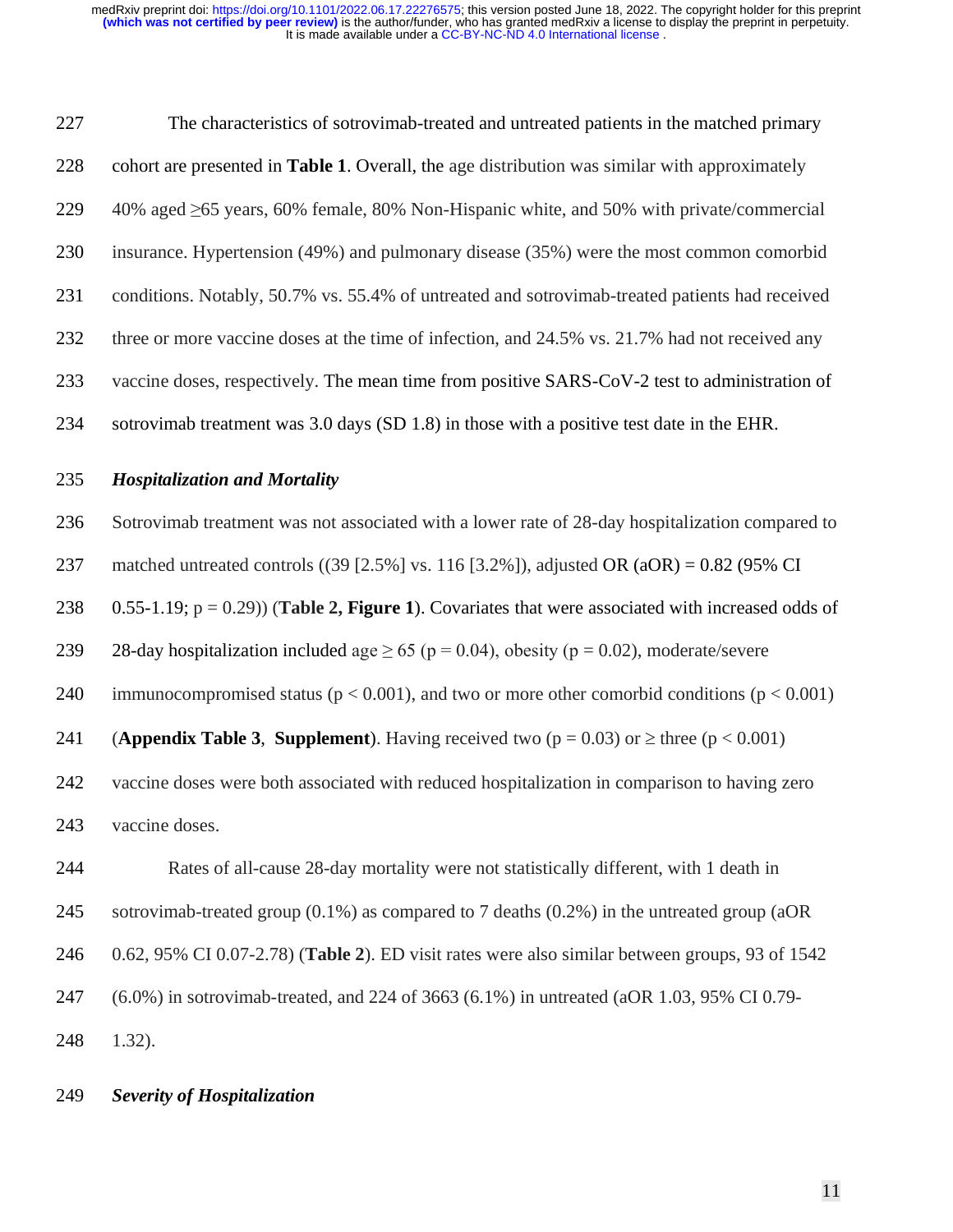The characteristics of sotrovimab-treated and untreated patients in the matched primary cohort are presented in **Table 1**. Overall, the age distribution was similar with approximately 40% aged ≥65 years, 60% female, 80% Non-Hispanic white, and 50% with private/commercial insurance. Hypertension (49%) and pulmonary disease (35%) were the most common comorbid conditions. Notably, 50.7% vs. 55.4% of untreated and sotrovimab-treated patients had received three or more vaccine doses at the time of infection, and 24.5% vs. 21.7% had not received any vaccine doses, respectively. The mean time from positive SARS-CoV-2 test to administration of sotrovimab treatment was 3.0 days (SD 1.8) in those with a positive test date in the EHR.

### *Hospitalization and Mortality*

Sotrovimab treatment was not associated with a lower rate of 28-day hospitalization compared to matched untreated controls ((39 [2.5%] vs. 116 [3.2%]), adjusted OR (aOR) = 0.82 (95% CI 0.55-1.19; $p = 0.29$)) (**Table 2, Figure 1**). Covariates that were associated with increased odds of 28-day hospitalization included age ≥ 65 ($p = 0.04$), obesity ($p = 0.02$), moderate/severe immunocompromised status ($p < 0.001$), and two or more other comorbid conditions ($p < 0.001$) (**Appendix Table 3**, **Supplement**). Having received two ($p = 0.03$) or ≥ three ($p < 0.001$) vaccine doses were both associated with reduced hospitalization in comparison to having zero vaccine doses.

Rates of all-cause 28-day mortality were not statistically different, with 1 death in sotrovimab-treated group (0.1%) as compared to 7 deaths (0.2%) in the untreated group (aOR 0.62, 95% CI 0.07-2.78) (**Table 2**). ED visit rates were also similar between groups, 93 of 1542 (6.0%) in sotrovimab-treated, and 224 of 3663 (6.1%) in untreated (aOR 1.03, 95% CI 0.79-1.32).

### *Severity of Hospitalization*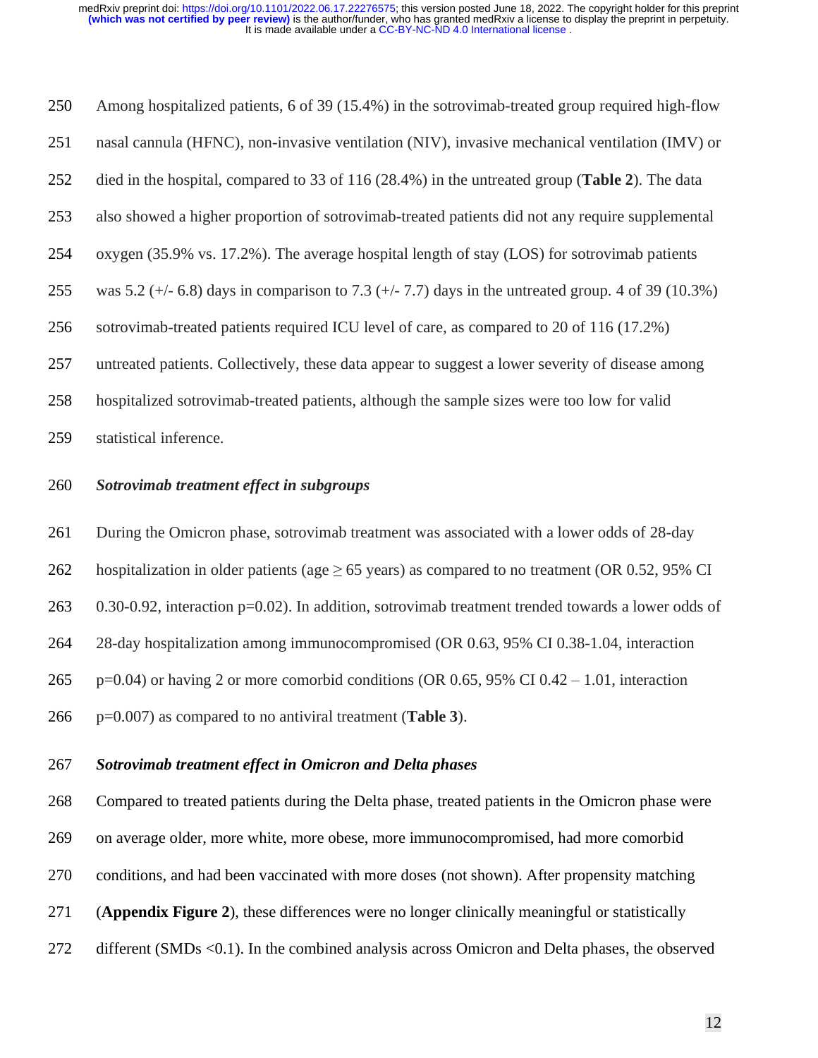Among hospitalized patients, 6 of 39 (15.4%) in the sotrovimab-treated group required high-flow nasal cannula (HFNC), non-invasive ventilation (NIV), invasive mechanical ventilation (IMV) or died in the hospital, compared to 33 of 116 (28.4%) in the untreated group (**Table 2**). The data also showed a higher proportion of sotrovimab-treated patients did not any require supplemental oxygen (35.9% vs. 17.2%). The average hospital length of stay (LOS) for sotrovimab patients was 5.2 (+/- 6.8) days in comparison to 7.3 (+/- 7.7) days in the untreated group. 4 of 39 (10.3%) sotrovimab-treated patients required ICU level of care, as compared to 20 of 116 (17.2%) untreated patients. Collectively, these data appear to suggest a lower severity of disease among hospitalized sotrovimab-treated patients, although the sample sizes were too low for valid statistical inference.

***Sotrovimab treatment effect in subgroups***

During the Omicron phase, sotrovimab treatment was associated with a lower odds of 28-day hospitalization in older patients (age $\geq$ 65 years) as compared to no treatment (OR 0.52, 95% CI 0.30-0.92, interaction p=0.02). In addition, sotrovimab treatment trended towards a lower odds of 28-day hospitalization among immunocompromised (OR 0.63, 95% CI 0.38-1.04, interaction p=0.04) or having 2 or more comorbid conditions (OR 0.65, 95% CI 0.42 – 1.01, interaction p=0.007) as compared to no antiviral treatment (**Table 3**).

***Sotrovimab treatment effect in Omicron and Delta phases***

Compared to treated patients during the Delta phase, treated patients in the Omicron phase were on average older, more white, more obese, more immunocompromised, had more comorbid conditions, and had been vaccinated with more doses (not shown). After propensity matching (**Appendix Figure 2**), these differences were no longer clinically meaningful or statistically different (SMDs <0.1). In the combined analysis across Omicron and Delta phases, the observed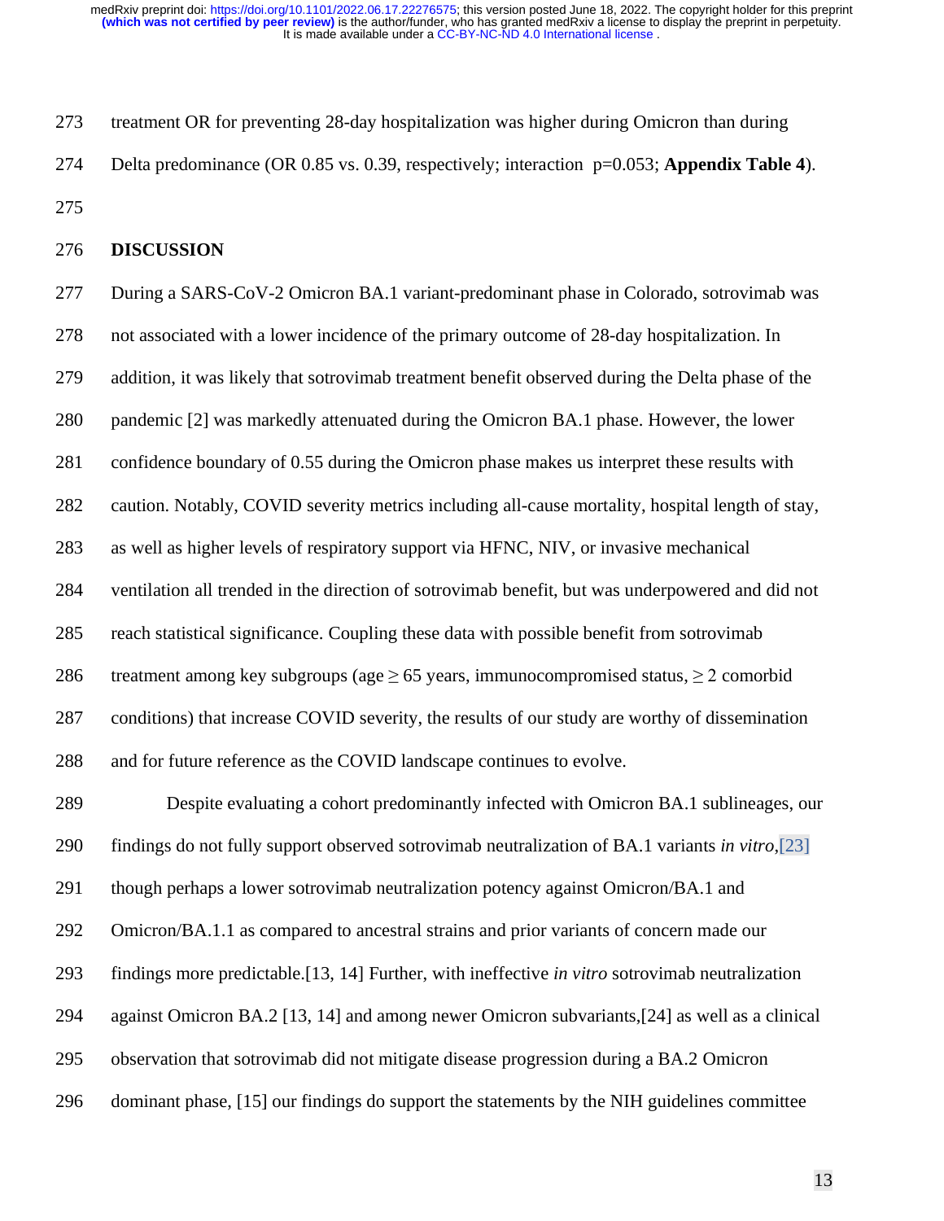treatment OR for preventing 28-day hospitalization was higher during Omicron than during Delta predominance (OR 0.85 vs. 0.39, respectively; interaction p=0.053; **Appendix Table 4**).

## DISCUSSION

During a SARS-CoV-2 Omicron BA.1 variant-predominant phase in Colorado, sotrovimab was not associated with a lower incidence of the primary outcome of 28-day hospitalization. In addition, it was likely that sotrovimab treatment benefit observed during the Delta phase of the pandemic [2] was markedly attenuated during the Omicron BA.1 phase. However, the lower confidence boundary of 0.55 during the Omicron phase makes us interpret these results with caution. Notably, COVID severity metrics including all-cause mortality, hospital length of stay, as well as higher levels of respiratory support via HFNC, NIV, or invasive mechanical ventilation all trended in the direction of sotrovimab benefit, but was underpowered and did not reach statistical significance. Coupling these data with possible benefit from sotrovimab treatment among key subgroups (age ≥ 65 years, immunocompromised status, ≥ 2 comorbid conditions) that increase COVID severity, the results of our study are worthy of dissemination and for future reference as the COVID landscape continues to evolve.

Despite evaluating a cohort predominantly infected with Omicron BA.1 sublineages, our findings do not fully support observed sotrovimab neutralization of BA.1 variants *in vitro*,[23] though perhaps a lower sotrovimab neutralization potency against Omicron/BA.1 and Omicron/BA.1.1 as compared to ancestral strains and prior variants of concern made our findings more predictable.[13, 14] Further, with ineffective *in vitro* sotrovimab neutralization against Omicron BA.2 [13, 14] and among newer Omicron subvariants,[24] as well as a clinical observation that sotrovimab did not mitigate disease progression during a BA.2 Omicron dominant phase, [15] our findings do support the statements by the NIH guidelines committee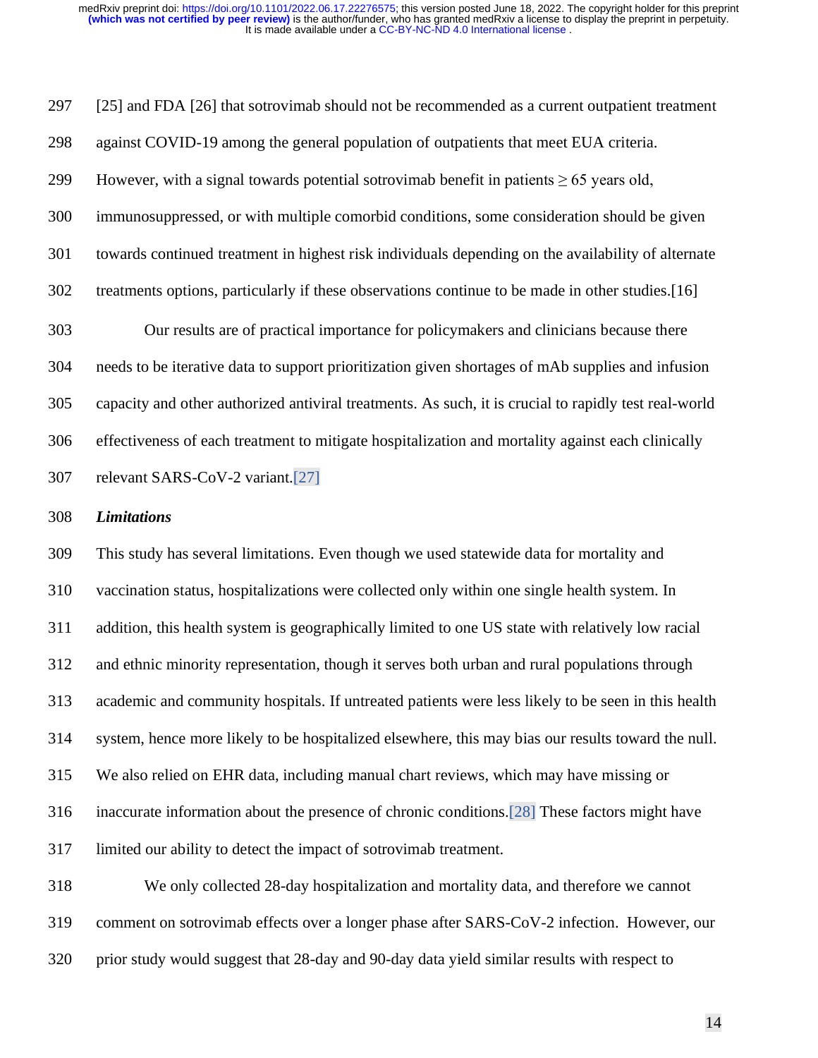[25] and FDA [26] that sotrovimab should not be recommended as a current outpatient treatment against COVID-19 among the general population of outpatients that meet EUA criteria. However, with a signal towards potential sotrovimab benefit in patients ≥ 65 years old, immunosuppressed, or with multiple comorbid conditions, some consideration should be given towards continued treatment in highest risk individuals depending on the availability of alternate treatments options, particularly if these observations continue to be made in other studies.[16]

Our results are of practical importance for policymakers and clinicians because there needs to be iterative data to support prioritization given shortages of mAb supplies and infusion capacity and other authorized antiviral treatments. As such, it is crucial to rapidly test real-world effectiveness of each treatment to mitigate hospitalization and mortality against each clinically relevant SARS-CoV-2 variant.[27]

### *Limitations*

This study has several limitations. Even though we used statewide data for mortality and vaccination status, hospitalizations were collected only within one single health system. In addition, this health system is geographically limited to one US state with relatively low racial and ethnic minority representation, though it serves both urban and rural populations through academic and community hospitals. If untreated patients were less likely to be seen in this health system, hence more likely to be hospitalized elsewhere, this may bias our results toward the null. We also relied on EHR data, including manual chart reviews, which may have missing or inaccurate information about the presence of chronic conditions.[28] These factors might have limited our ability to detect the impact of sotrovimab treatment.

We only collected 28-day hospitalization and mortality data, and therefore we cannot comment on sotrovimab effects over a longer phase after SARS-CoV-2 infection. However, our prior study would suggest that 28-day and 90-day data yield similar results with respect to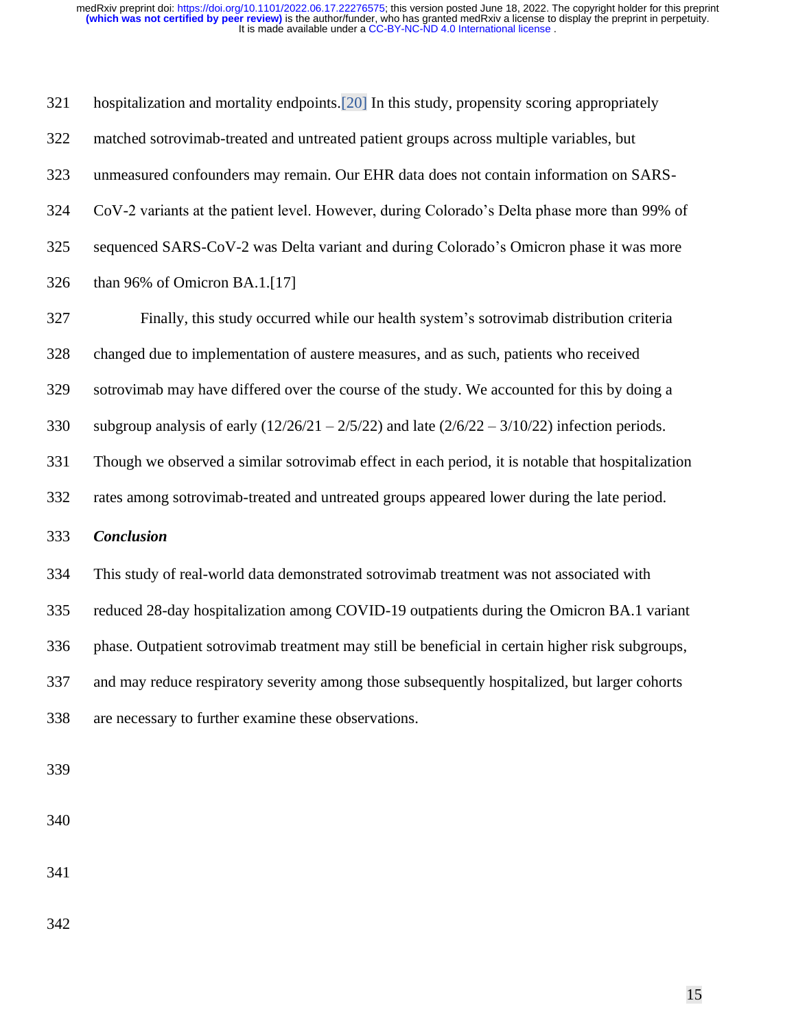hospitalization and mortality endpoints.[20] In this study, propensity scoring appropriately matched sotrovimab-treated and untreated patient groups across multiple variables, but unmeasured confounders may remain. Our EHR data does not contain information on SARS-CoV-2 variants at the patient level. However, during Colorado's Delta phase more than 99% of sequenced SARS-CoV-2 was Delta variant and during Colorado's Omicron phase it was more than 96% of Omicron BA.1.[17]

Finally, this study occurred while our health system's sotrovimab distribution criteria changed due to implementation of austere measures, and as such, patients who received sotrovimab may have differed over the course of the study. We accounted for this by doing a subgroup analysis of early (12/26/21 – 2/5/22) and late (2/6/22 – 3/10/22) infection periods. Though we observed a similar sotrovimab effect in each period, it is notable that hospitalization rates among sotrovimab-treated and untreated groups appeared lower during the late period.

***Conclusion***

This study of real-world data demonstrated sotrovimab treatment was not associated with reduced 28-day hospitalization among COVID-19 outpatients during the Omicron BA.1 variant phase. Outpatient sotrovimab treatment may still be beneficial in certain higher risk subgroups, and may reduce respiratory severity among those subsequently hospitalized, but larger cohorts are necessary to further examine these observations.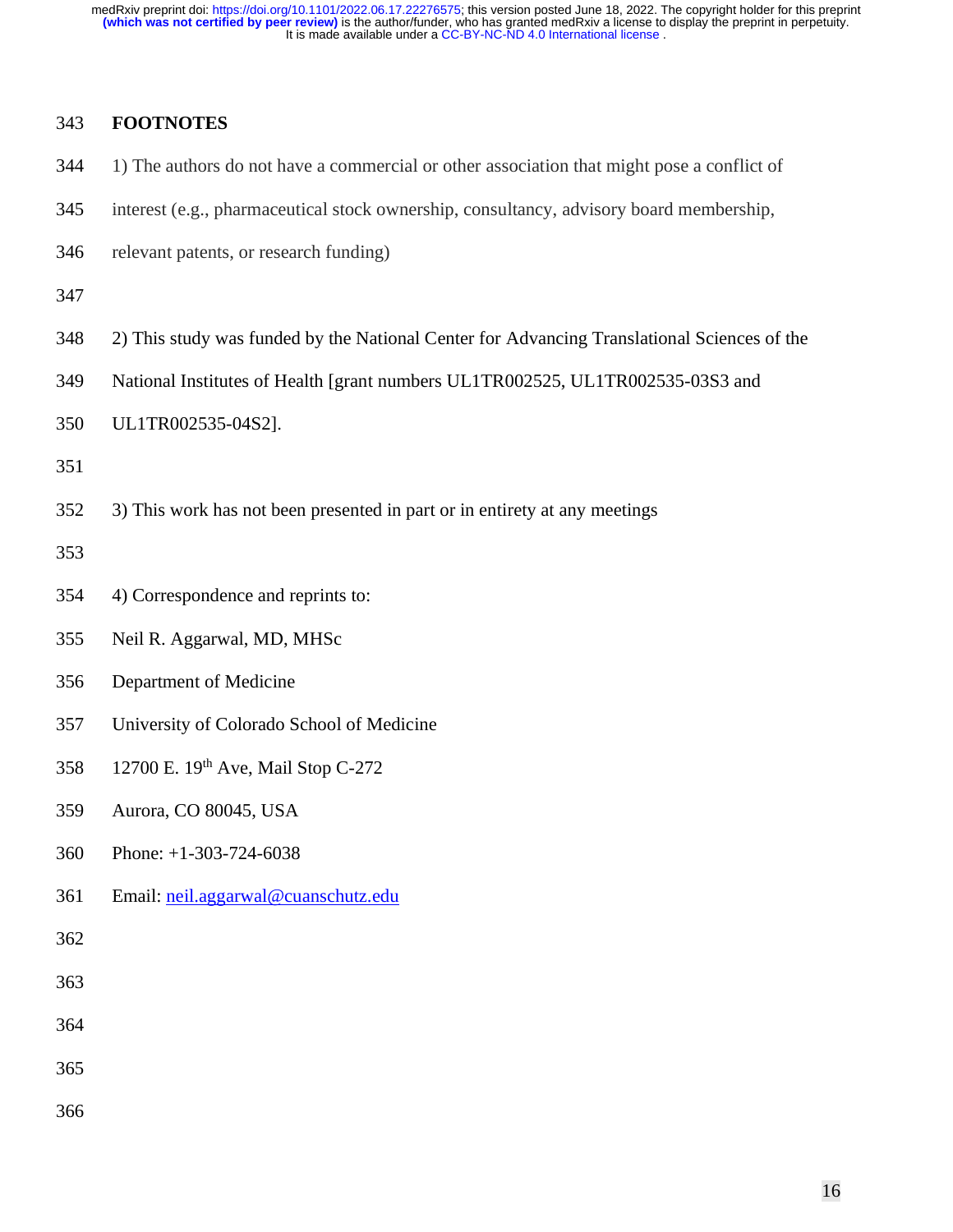## FOOTNOTES

1) The authors do not have a commercial or other association that might pose a conflict of interest (e.g., pharmaceutical stock ownership, consultancy, advisory board membership, relevant patents, or research funding)

2) This study was funded by the National Center for Advancing Translational Sciences of the National Institutes of Health [grant numbers UL1TR002525, UL1TR002535-03S3 and UL1TR002535-04S2].

3) This work has not been presented in part or in entirety at any meetings

4) Correspondence and reprints to:

Neil R. Aggarwal, MD, MHSc
Department of Medicine
University of Colorado School of Medicine
12700 E. 19th Ave, Mail Stop C-272
Aurora, CO 80045, USA
Phone: +1-303-724-6038
Email: neil.aggarwal@cuanschutz.edu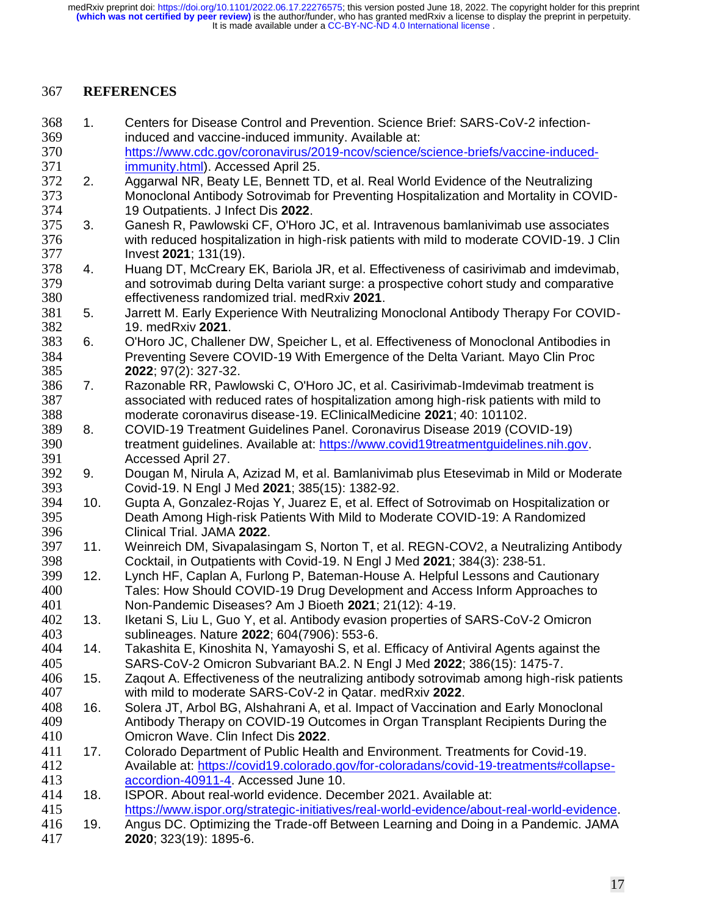## REFERENCES

1. Centers for Disease Control and Prevention. Science Brief: SARS-CoV-2 infection-induced and vaccine-induced immunity. Available at: https://www.cdc.gov/coronavirus/2019-ncov/science/science-briefs/vaccine-induced-immunity.html). Accessed April 25.
2. Aggarwal NR, Beaty LE, Bennett TD, et al. Real World Evidence of the Neutralizing Monoclonal Antibody Sotrovimab for Preventing Hospitalization and Mortality in COVID-19 Outpatients. J Infect Dis **2022**.
3. Ganesh R, Pawlowski CF, O'Horo JC, et al. Intravenous bamlanivimab use associates with reduced hospitalization in high-risk patients with mild to moderate COVID-19. J Clin Invest **2021**; 131(19).
4. Huang DT, McCreary EK, Bariola JR, et al. Effectiveness of casirivimab and imdevimab, and sotrovimab during Delta variant surge: a prospective cohort study and comparative effectiveness randomized trial. medRxiv **2021**.
5. Jarrett M. Early Experience With Neutralizing Monoclonal Antibody Therapy For COVID-19. medRxiv **2021**.
6. O'Horo JC, Challener DW, Speicher L, et al. Effectiveness of Monoclonal Antibodies in Preventing Severe COVID-19 With Emergence of the Delta Variant. Mayo Clin Proc **2022**; 97(2): 327-32.
7. Razonable RR, Pawlowski C, O'Horo JC, et al. Casirivimab-Imdevimab treatment is associated with reduced rates of hospitalization among high-risk patients with mild to moderate coronavirus disease-19. EClinicalMedicine **2021**; 40: 101102.
8. COVID-19 Treatment Guidelines Panel. Coronavirus Disease 2019 (COVID-19) treatment guidelines. Available at: https://www.covid19treatmentguidelines.nih.gov. Accessed April 27.
9. Dougan M, Nirula A, Azizad M, et al. Bamlanivimab plus Etesevimab in Mild or Moderate Covid-19. N Engl J Med **2021**; 385(15): 1382-92.
10. Gupta A, Gonzalez-Rojas Y, Juarez E, et al. Effect of Sotrovimab on Hospitalization or Death Among High-risk Patients With Mild to Moderate COVID-19: A Randomized Clinical Trial. JAMA **2022**.
11. Weinreich DM, Sivapalasingam S, Norton T, et al. REGN-COV2, a Neutralizing Antibody Cocktail, in Outpatients with Covid-19. N Engl J Med **2021**; 384(3): 238-51.
12. Lynch HF, Caplan A, Furlong P, Bateman-House A. Helpful Lessons and Cautionary Tales: How Should COVID-19 Drug Development and Access Inform Approaches to Non-Pandemic Diseases? Am J Bioeth **2021**; 21(12): 4-19.
13. Iketani S, Liu L, Guo Y, et al. Antibody evasion properties of SARS-CoV-2 Omicron sublineages. Nature **2022**; 604(7906): 553-6.
14. Takashita E, Kinoshita N, Yamayoshi S, et al. Efficacy of Antiviral Agents against the SARS-CoV-2 Omicron Subvariant BA.2. N Engl J Med **2022**; 386(15): 1475-7.
15. Zaqout A. Effectiveness of the neutralizing antibody sotrovimab among high-risk patients with mild to moderate SARS-CoV-2 in Qatar. medRxiv **2022**.
16. Solera JT, Arbol BG, Alshahrani A, et al. Impact of Vaccination and Early Monoclonal Antibody Therapy on COVID-19 Outcomes in Organ Transplant Recipients During the Omicron Wave. Clin Infect Dis **2022**.
17. Colorado Department of Public Health and Environment. Treatments for Covid-19. Available at: https://covid19.colorado.gov/for-coloradans/covid-19-treatments#collapse-accordion-40911-4. Accessed June 10.
18. ISPOR. About real-world evidence. December 2021. Available at: https://www.ispor.org/strategic-initiatives/real-world-evidence/about-real-world-evidence.
19. Angus DC. Optimizing the Trade-off Between Learning and Doing in a Pandemic. JAMA **2020**; 323(19): 1895-6.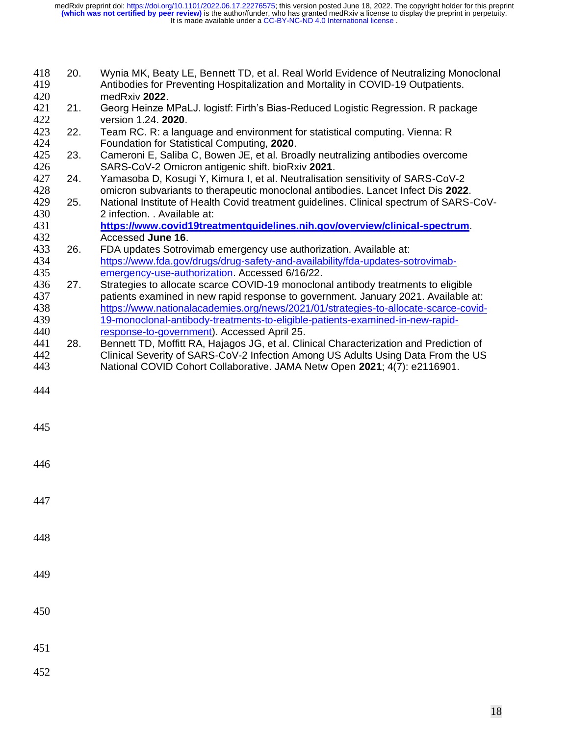20. Wynia MK, Beaty LE, Bennett TD, et al. Real World Evidence of Neutralizing Monoclonal Antibodies for Preventing Hospitalization and Mortality in COVID-19 Outpatients. medRxiv **2022**.
21. Georg Heinze MPaLJ. logistf: Firth's Bias-Reduced Logistic Regression. R package version 1.24. **2020**.
22. Team RC. R: a language and environment for statistical computing. Vienna: R Foundation for Statistical Computing, **2020**.
23. Cameroni E, Saliba C, Bowen JE, et al. Broadly neutralizing antibodies overcome SARS-CoV-2 Omicron antigenic shift. bioRxiv **2021**.
24. Yamasoba D, Kosugi Y, Kimura I, et al. Neutralisation sensitivity of SARS-CoV-2 omicron subvariants to therapeutic monoclonal antibodies. Lancet Infect Dis **2022**.
25. National Institute of Health Covid treatment guidelines. Clinical spectrum of SARS-CoV-2 infection. . Available at: **https://www.covid19treatmentguidelines.nih.gov/overview/clinical-spectrum**. Accessed **June 16**.
26. FDA updates Sotrovimab emergency use authorization. Available at: https://www.fda.gov/drugs/drug-safety-and-availability/fda-updates-sotrovimab-emergency-use-authorization. Accessed 6/16/22.
27. Strategies to allocate scarce COVID-19 monoclonal antibody treatments to eligible patients examined in new rapid response to government. January 2021. Available at: https://www.nationalacademies.org/news/2021/01/strategies-to-allocate-scarce-covid-19-monoclonal-antibody-treatments-to-eligible-patients-examined-in-new-rapid-response-to-government). Accessed April 25.
28. Bennett TD, Moffitt RA, Hajagos JG, et al. Clinical Characterization and Prediction of Clinical Severity of SARS-CoV-2 Infection Among US Adults Using Data From the US National COVID Cohort Collaborative. JAMA Netw Open **2021**; 4(7): e2116901.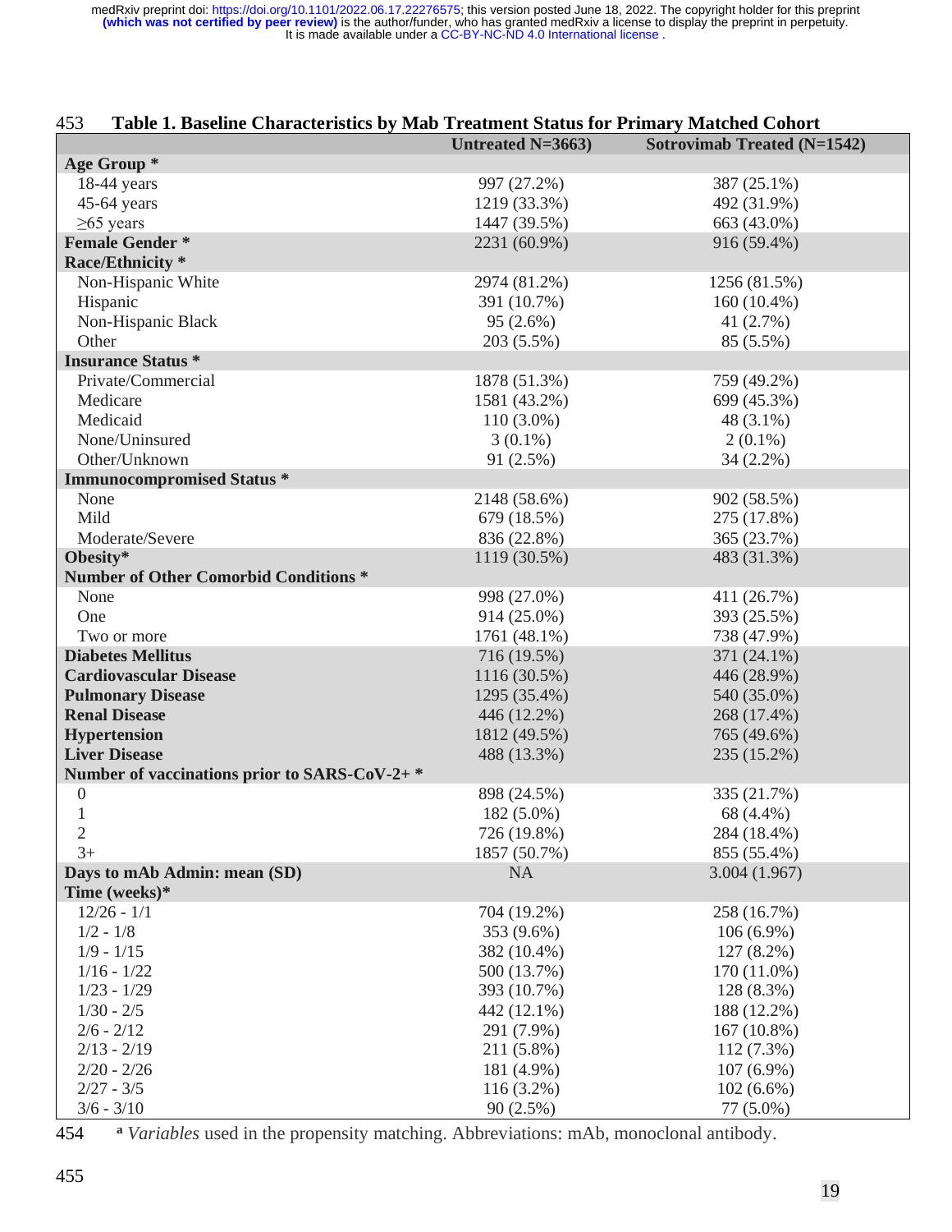**Table 1. Baseline Characteristics by Mab Treatment Status for Primary Matched Cohort**

| | Untreated N=3663) | Sotrovimab Treated (N=1542) |
|---|---|---|
| **Age Group *** | | |
| 18-44 years | 997 (27.2%) | 387 (25.1%) |
| 45-64 years | 1219 (33.3%) | 492 (31.9%) |
| ≥65 years | 1447 (39.5%) | 663 (43.0%) |
| **Female Gender *** | 2231 (60.9%) | 916 (59.4%) |
| **Race/Ethnicity *** | | |
| Non-Hispanic White | 2974 (81.2%) | 1256 (81.5%) |
| Hispanic | 391 (10.7%) | 160 (10.4%) |
| Non-Hispanic Black | 95 (2.6%) | 41 (2.7%) |
| Other | 203 (5.5%) | 85 (5.5%) |
| **Insurance Status *** | | |
| Private/Commercial | 1878 (51.3%) | 759 (49.2%) |
| Medicare | 1581 (43.2%) | 699 (45.3%) |
| Medicaid | 110 (3.0%) | 48 (3.1%) |
| None/Uninsured | 3 (0.1%) | 2 (0.1%) |
| Other/Unknown | 91 (2.5%) | 34 (2.2%) |
| **Immunocompromised Status *** | | |
| None | 2148 (58.6%) | 902 (58.5%) |
| Mild | 679 (18.5%) | 275 (17.8%) |
| Moderate/Severe | 836 (22.8%) | 365 (23.7%) |
| **Obesity*** | 1119 (30.5%) | 483 (31.3%) |
| **Number of Other Comorbid Conditions *** | | |
| None | 998 (27.0%) | 411 (26.7%) |
| One | 914 (25.0%) | 393 (25.5%) |
| Two or more | 1761 (48.1%) | 738 (47.9%) |
| **Diabetes Mellitus** | 716 (19.5%) | 371 (24.1%) |
| **Cardiovascular Disease** | 1116 (30.5%) | 446 (28.9%) |
| **Pulmonary Disease** | 1295 (35.4%) | 540 (35.0%) |
| **Renal Disease** | 446 (12.2%) | 268 (17.4%) |
| **Hypertension** | 1812 (49.5%) | 765 (49.6%) |
| **Liver Disease** | 488 (13.3%) | 235 (15.2%) |
| **Number of vaccinations prior to SARS-CoV-2+ *** | | |
| 0 | 898 (24.5%) | 335 (21.7%) |
| 1 | 182 (5.0%) | 68 (4.4%) |
| 2 | 726 (19.8%) | 284 (18.4%) |
| 3+ | 1857 (50.7%) | 855 (55.4%) |
| **Days to mAb Admin: mean (SD)** | NA | 3.004 (1.967) |
| **Time (weeks)*** | | |
| 12/26 - 1/1 | 704 (19.2%) | 258 (16.7%) |
| 1/2 - 1/8 | 353 (9.6%) | 106 (6.9%) |
| 1/9 - 1/15 | 382 (10.4%) | 127 (8.2%) |
| 1/16 - 1/22 | 500 (13.7%) | 170 (11.0%) |
| 1/23 - 1/29 | 393 (10.7%) | 128 (8.3%) |
| 1/30 - 2/5 | 442 (12.1%) | 188 (12.2%) |
| 2/6 - 2/12 | 291 (7.9%) | 167 (10.8%) |
| 2/13 - 2/19 | 211 (5.8%) | 112 (7.3%) |
| 2/20 - 2/26 | 181 (4.9%) | 107 (6.9%) |
| 2/27 - 3/5 | 116 (3.2%) | 102 (6.6%) |
| 3/6 - 3/10 | 90 (2.5%) | 77 (5.0%) |

[a] *Variables* used in the propensity matching. Abbreviations: mAb, monoclonal antibody.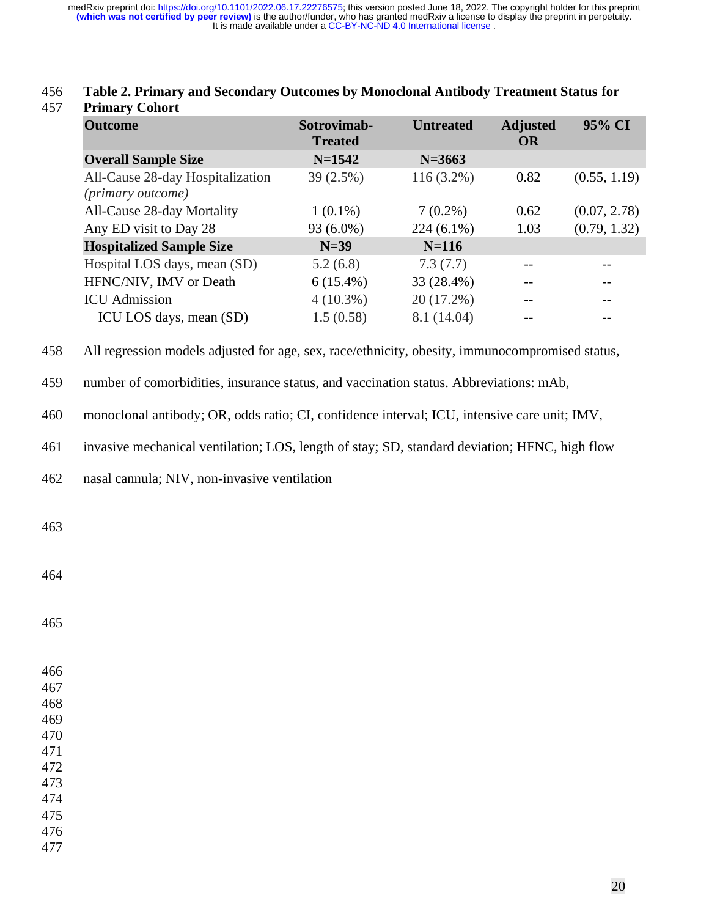**Table 2. Primary and Secondary Outcomes by Monoclonal Antibody Treatment Status for Primary Cohort**

| Outcome | Sotrovimab-Treated | Untreated | Adjusted OR | 95% CI |
|---|---|---|---|---|
| **Overall Sample Size** | **N=1542** | **N=3663** | | |
| All-Cause 28-day Hospitalization *(primary outcome)* | 39 (2.5%) | 116 (3.2%) | 0.82 | (0.55, 1.19) |
| All-Cause 28-day Mortality | 1 (0.1%) | 7 (0.2%) | 0.62 | (0.07, 2.78) |
| Any ED visit to Day 28 | 93 (6.0%) | 224 (6.1%) | 1.03 | (0.79, 1.32) |
| **Hospitalized Sample Size** | **N=39** | **N=116** | | |
| Hospital LOS days, mean (SD) | 5.2 (6.8) | 7.3 (7.7) | -- | -- |
| HFNC/NIV, IMV or Death | 6 (15.4%) | 33 (28.4%) | -- | -- |
| ICU Admission | 4 (10.3%) | 20 (17.2%) | -- | -- |
| ICU LOS days, mean (SD) | 1.5 (0.58) | 8.1 (14.04) | -- | -- |

All regression models adjusted for age, sex, race/ethnicity, obesity, immunocompromised status, number of comorbidities, insurance status, and vaccination status. Abbreviations: mAb, monoclonal antibody; OR, odds ratio; CI, confidence interval; ICU, intensive care unit; IMV, invasive mechanical ventilation; LOS, length of stay; SD, standard deviation; HFNC, high flow nasal cannula; NIV, non-invasive ventilation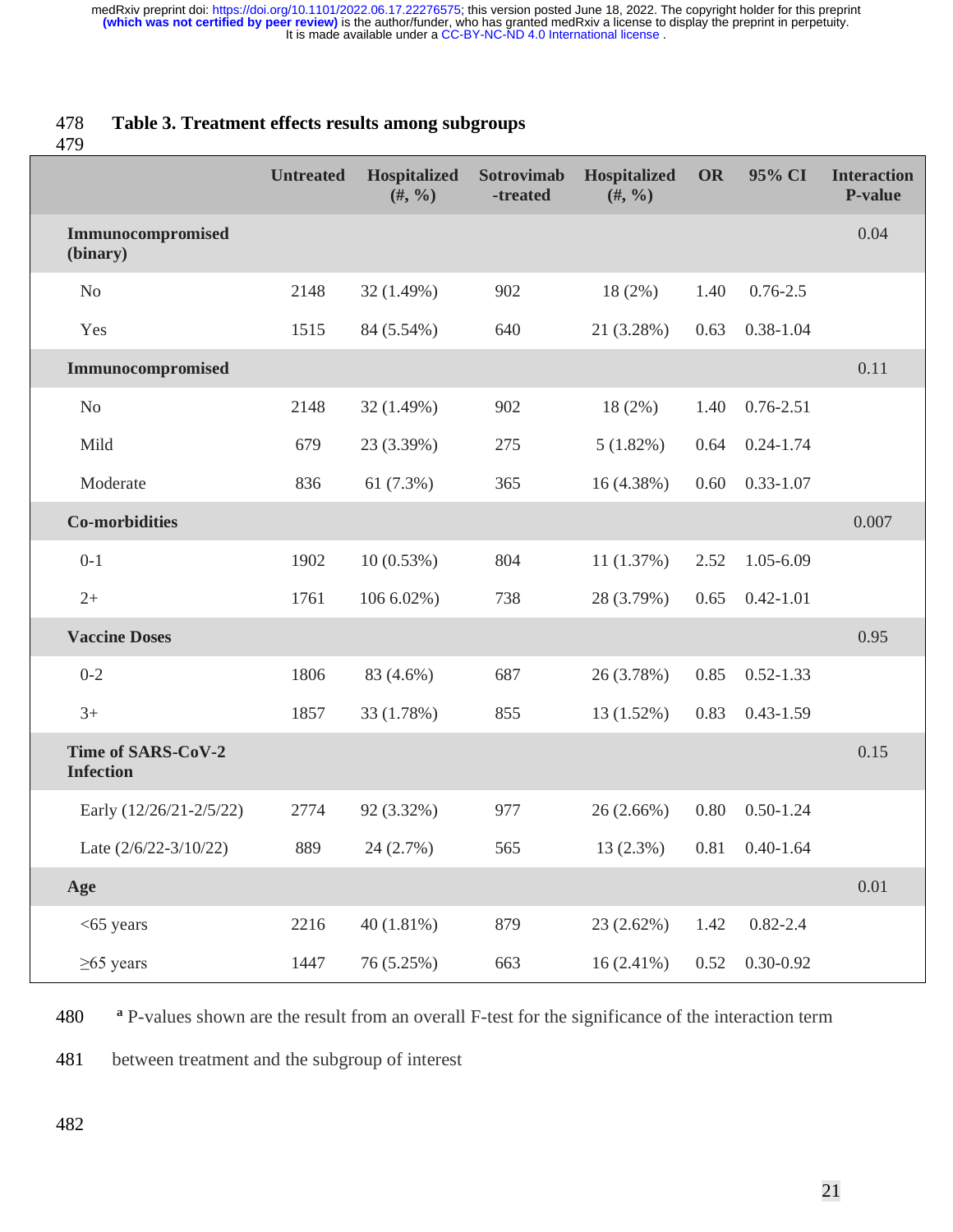**Table 3. Treatment effects results among subgroups**

| | Untreated | Hospitalized (#, %) | Sotrovimab -treated | Hospitalized (#, %) | OR | 95% CI | Interaction P-value |
|---|---|---|---|---|---|---|---|
| **Immunocompromised (binary)** | | | | | | | 0.04 |
| No | 2148 | 32 (1.49%) | 902 | 18 (2%) | 1.40 | 0.76-2.5 | |
| Yes | 1515 | 84 (5.54%) | 640 | 21 (3.28%) | 0.63 | 0.38-1.04 | |
| **Immunocompromised** | | | | | | | 0.11 |
| No | 2148 | 32 (1.49%) | 902 | 18 (2%) | 1.40 | 0.76-2.51 | |
| Mild | 679 | 23 (3.39%) | 275 | 5 (1.82%) | 0.64 | 0.24-1.74 | |
| Moderate | 836 | 61 (7.3%) | 365 | 16 (4.38%) | 0.60 | 0.33-1.07 | |
| **Co-morbidities** | | | | | | | 0.007 |
| 0-1 | 1902 | 10 (0.53%) | 804 | 11 (1.37%) | 2.52 | 1.05-6.09 | |
| 2+ | 1761 | 106 6.02%) | 738 | 28 (3.79%) | 0.65 | 0.42-1.01 | |
| **Vaccine Doses** | | | | | | | 0.95 |
| 0-2 | 1806 | 83 (4.6%) | 687 | 26 (3.78%) | 0.85 | 0.52-1.33 | |
| 3+ | 1857 | 33 (1.78%) | 855 | 13 (1.52%) | 0.83 | 0.43-1.59 | |
| **Time of SARS-CoV-2 Infection** | | | | | | | 0.15 |
| Early (12/26/21-2/5/22) | 2774 | 92 (3.32%) | 977 | 26 (2.66%) | 0.80 | 0.50-1.24 | |
| Late (2/6/22-3/10/22) | 889 | 24 (2.7%) | 565 | 13 (2.3%) | 0.81 | 0.40-1.64 | |
| **Age** | | | | | | | 0.01 |
| <65 years | 2216 | 40 (1.81%) | 879 | 23 (2.62%) | 1.42 | 0.82-2.4 | |
| ≥65 years | 1447 | 76 (5.25%) | 663 | 16 (2.41%) | 0.52 | 0.30-0.92 | |

[a] P-values shown are the result from an overall F-test for the significance of the interaction term between treatment and the subgroup of interest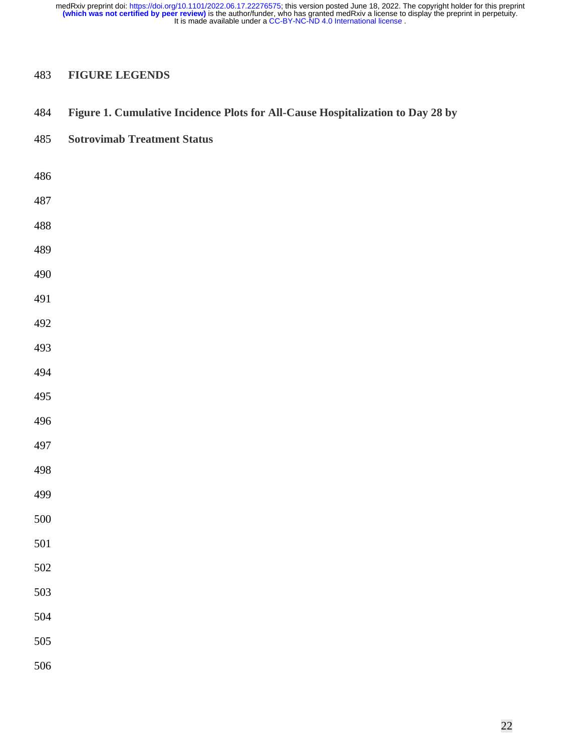## FIGURE LEGENDS

**Figure 1. Cumulative Incidence Plots for All-Cause Hospitalization to Day 28 by Sotrovimab Treatment Status**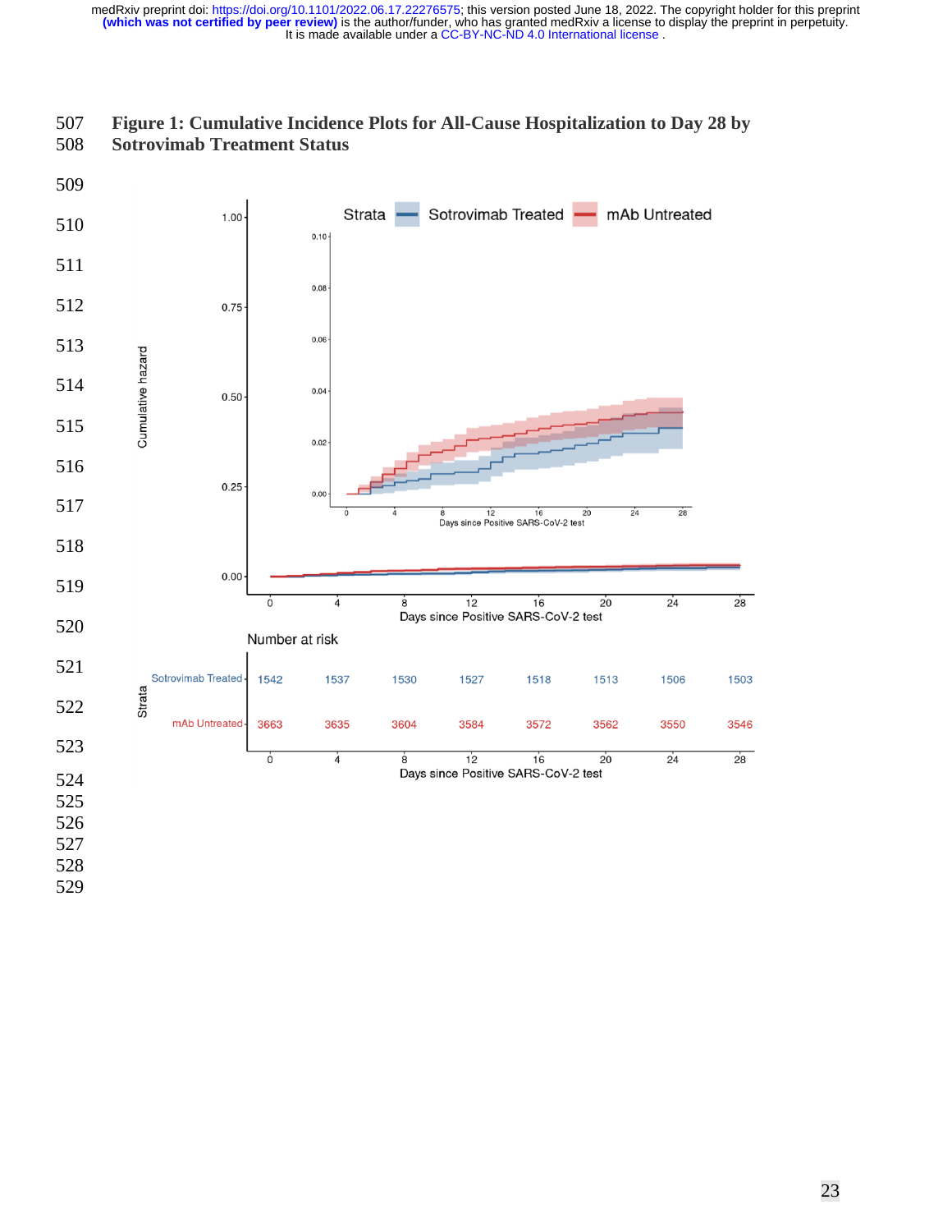**Figure 1: Cumulative Incidence Plots for All-Cause Hospitalization to Day 28 by Sotrovimab Treatment Status**

Strata
Sotrovimab Treated
mAb Untreated

Cumulative hazard
1.00
0.75
0.50
0.25
0.00

0.10
0.08
0.06
0.04
0.02
0.00
0 4 8 12 16 20 24 28
Days since Positive SARS-CoV-2 test

0 4 8 12 16 20 24 28
Days since Positive SARS-CoV-2 test

Number at risk

Strata
Sotrovimab Treated 1542 1537 1530 1527 1518 1513 1506 1503
mAb Untreated 3663 3635 3604 3584 3572 3562 3550 3546

0 4 8 12 16 20 24 28
Days since Positive SARS-CoV-2 test